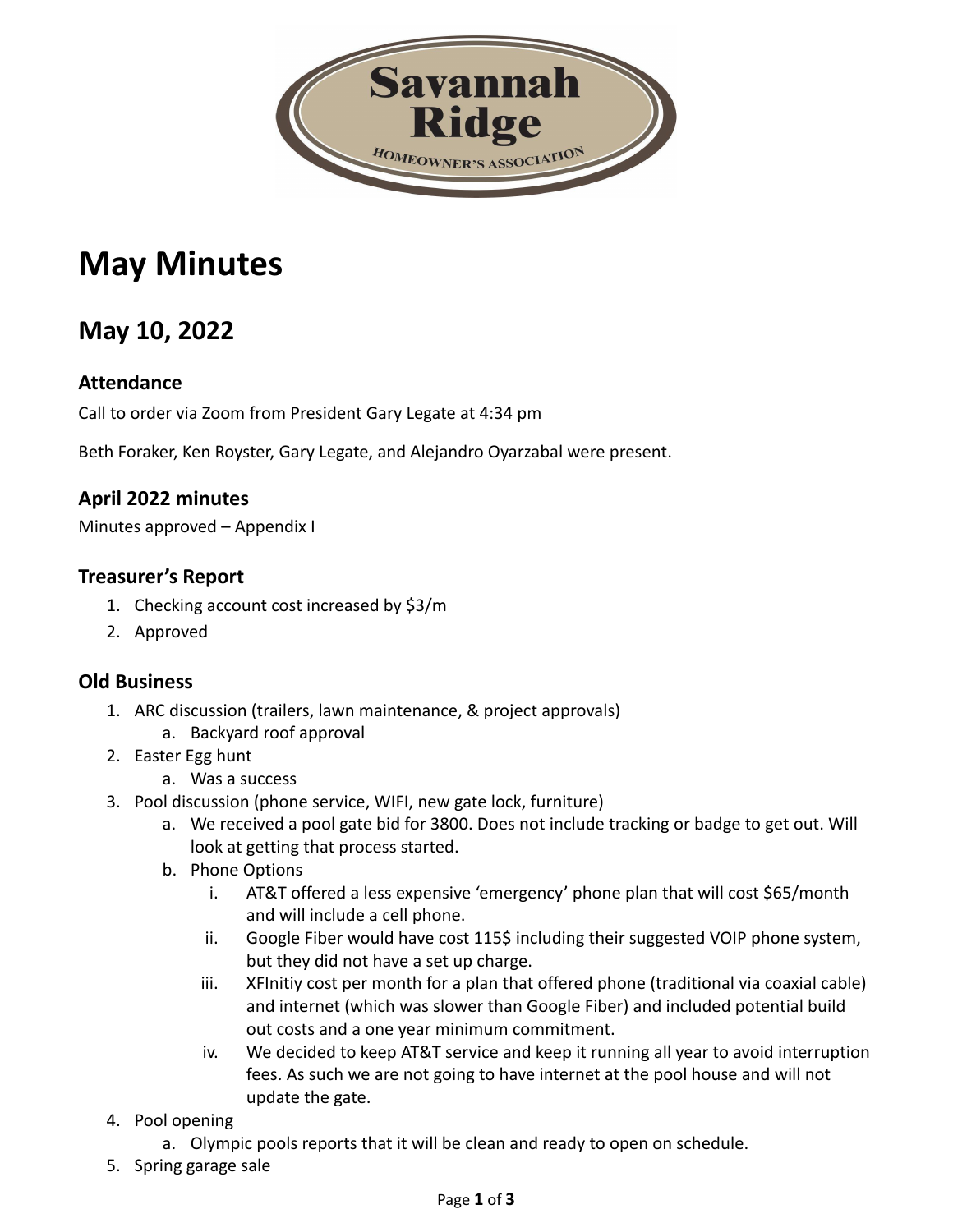Savannah Ridge

HOMEOWNER'S ASSOCIATION

# May Minutes

## May 10, 2022

### Attendance

Call to order via Zoom from President Gary Legate at 4:34 pm

Beth Foraker, Ken Royster, Gary Legate, and Alejandro Oyarzabal were present.

### April 2022 minutes

Minutes approved – Appendix I

### Treasurer's Report

1. Checking account cost increased by $3/m
2. Approved

### Old Business

1. ARC discussion (trailers, lawn maintenance, & project approvals)
    a. Backyard roof approval
2. Easter Egg hunt
    a. Was a success
3. Pool discussion (phone service, WIFI, new gate lock, furniture)
    a. We received a pool gate bid for 3800. Does not include tracking or badge to get out. Will look at getting that process started.
    b. Phone Options
        i. AT&T offered a less expensive 'emergency' phone plan that will cost $65/month and will include a cell phone.
        ii. Google Fiber would have cost 115$ including their suggested VOIP phone system, but they did not have a set up charge.
        iii. XFInitiy cost per month for a plan that offered phone (traditional via coaxial cable) and internet (which was slower than Google Fiber) and included potential build out costs and a one year minimum commitment.
        iv. We decided to keep AT&T service and keep it running all year to avoid interruption fees. As such we are not going to have internet at the pool house and will not update the gate.
4. Pool opening
    a. Olympic pools reports that it will be clean and ready to open on schedule.
5. Spring garage sale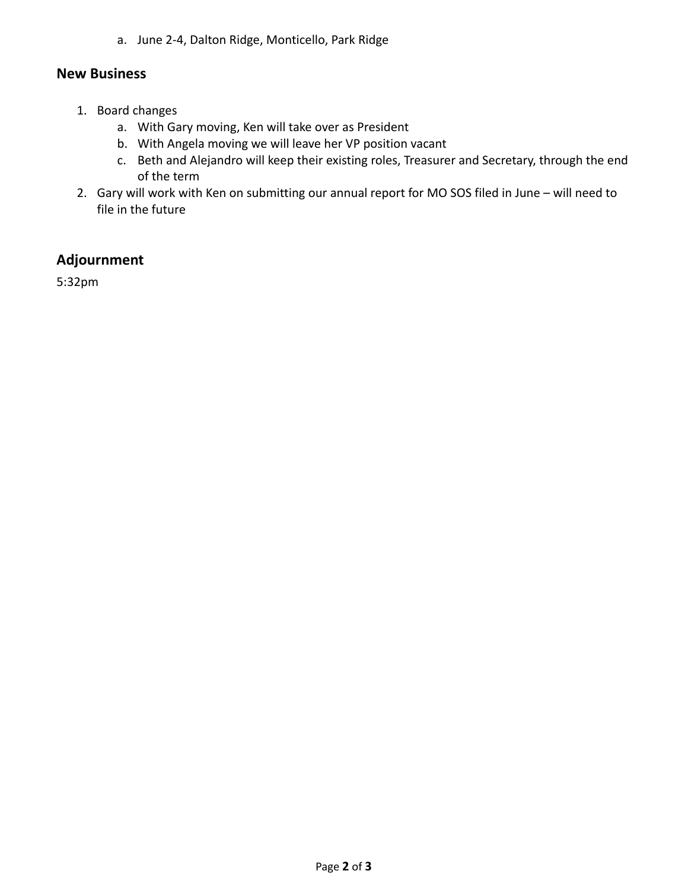a. June 2-4, Dalton Ridge, Monticello, Park Ridge

## New Business

1. Board changes
   a. With Gary moving, Ken will take over as President
   b. With Angela moving we will leave her VP position vacant
   c. Beth and Alejandro will keep their existing roles, Treasurer and Secretary, through the end of the term
2. Gary will work with Ken on submitting our annual report for MO SOS filed in June – will need to file in the future

## Adjournment

5:32pm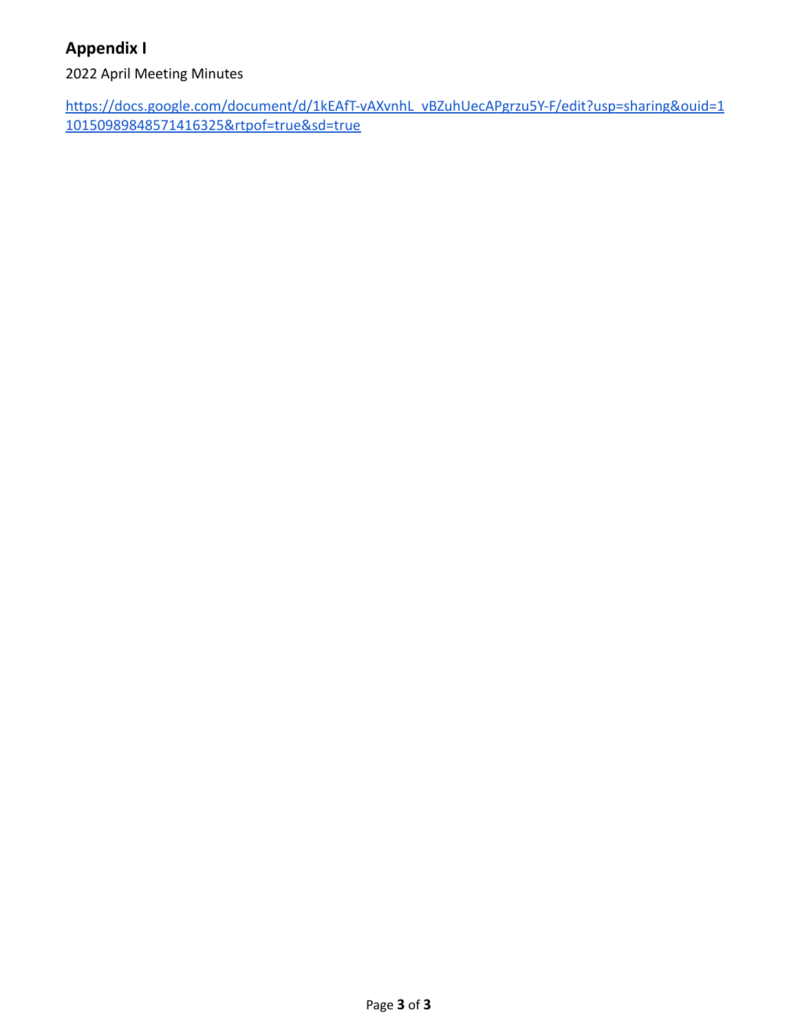## Appendix I

2022 April Meeting Minutes

https://docs.google.com/document/d/1kEAfT-vAXvnhL_vBZuhUecAPgrzu5Y-F/edit?usp=sharing&ouid=110150989848571416325&rtpof=true&sd=true